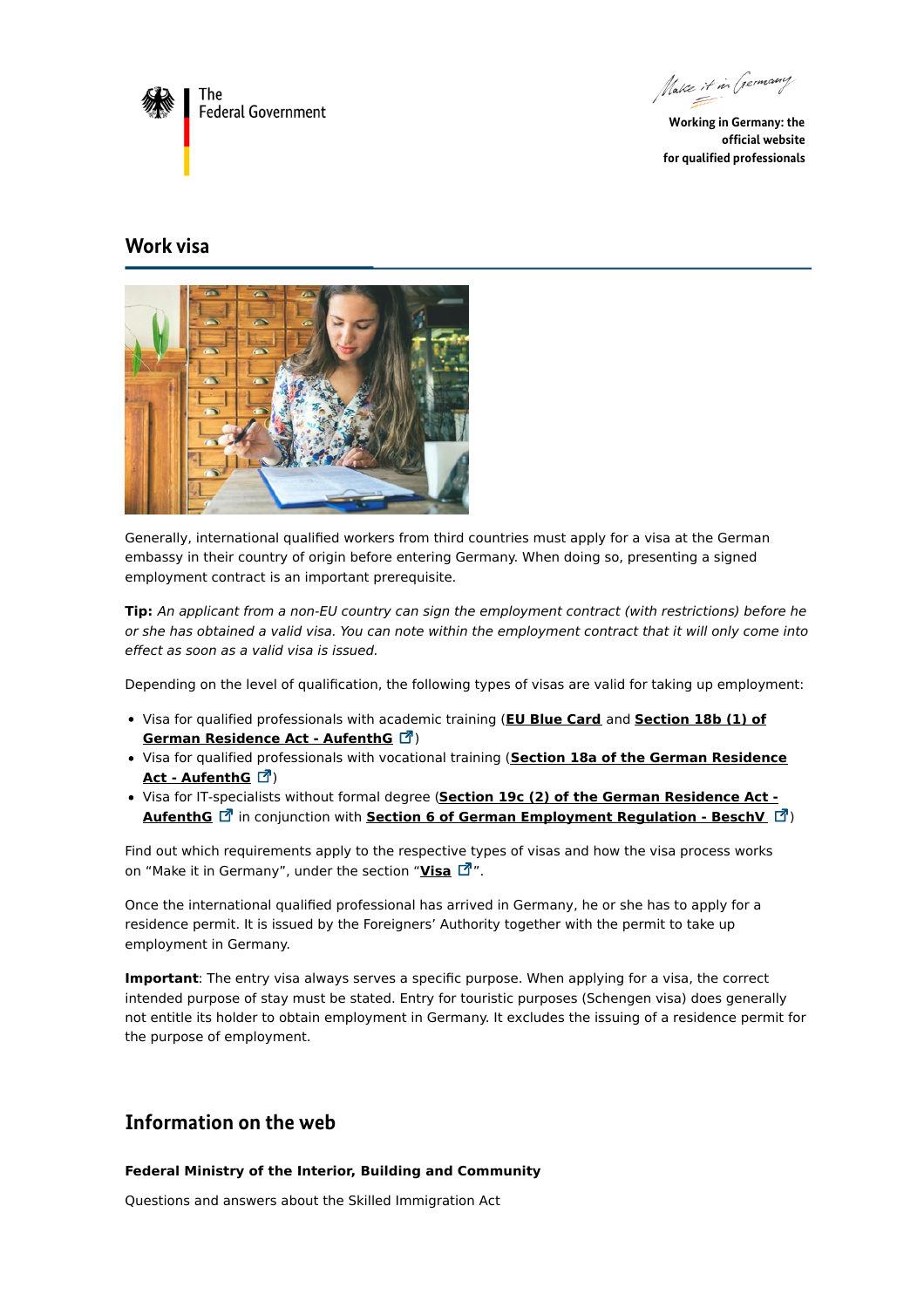# Work visa

Generally, international qualified workers from third countries must apply for a visa at the German embassy in their country of origin before entering Germany. When doing so, presenting a signed employment contract is an important prerequisite.

**Tip:** *An applicant from a non-EU country can sign the employment contract (with restrictions) before he or she has obtained a valid visa. You can note within the employment contract that it will only come into effect as soon as a valid visa is issued.*

Depending on the level of qualification, the following types of visas are valid for taking up employment:

- Visa for qualified professionals with academic training (**EU Blue Card** and **Section 18b (1) of German Residence Act - AufenthG**)
- Visa for qualified professionals with vocational training (**Section 18a of the German Residence Act - AufenthG**)
- Visa for IT-specialists without formal degree (**Section 19c (2) of the German Residence Act - AufenthG** in conjunction with **Section 6 of German Employment Regulation - BeschV**)

Find out which requirements apply to the respective types of visas and how the visa process works on "Make it in Germany", under the section "**Visa**".

Once the international qualified professional has arrived in Germany, he or she has to apply for a residence permit. It is issued by the Foreigners' Authority together with the permit to take up employment in Germany.

**Important**: The entry visa always serves a specific purpose. When applying for a visa, the correct intended purpose of stay must be stated. Entry for touristic purposes (Schengen visa) does generally not entitle its holder to obtain employment in Germany. It excludes the issuing of a residence permit for the purpose of employment.

## Information on the web

**Federal Ministry of the Interior, Building and Community**

Questions and answers about the Skilled Immigration Act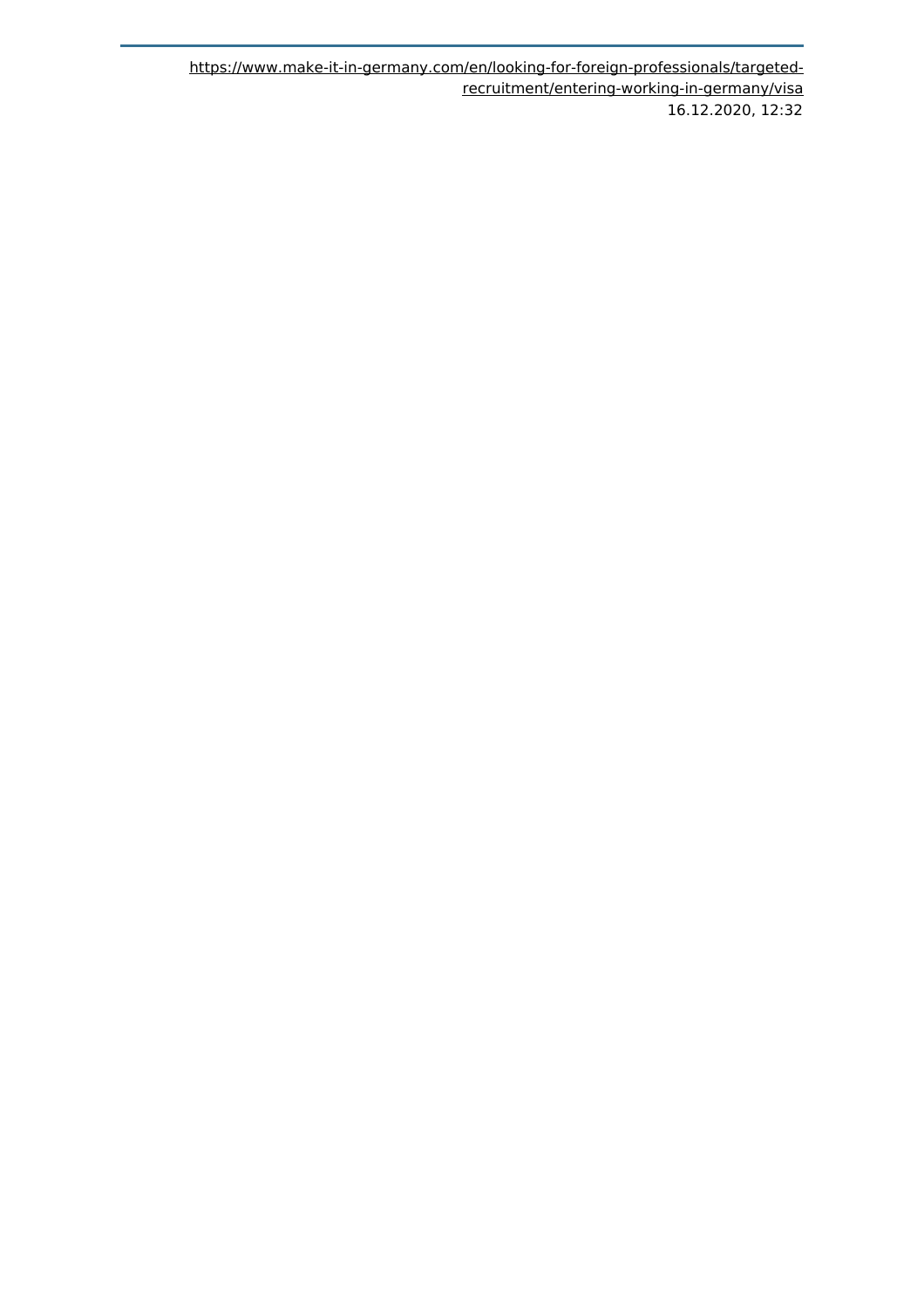https://www.make-it-in-germany.com/en/looking-for-foreign-professionals/targeted-recruitment/entering-working-in-germany/visa
16.12.2020, 12:32